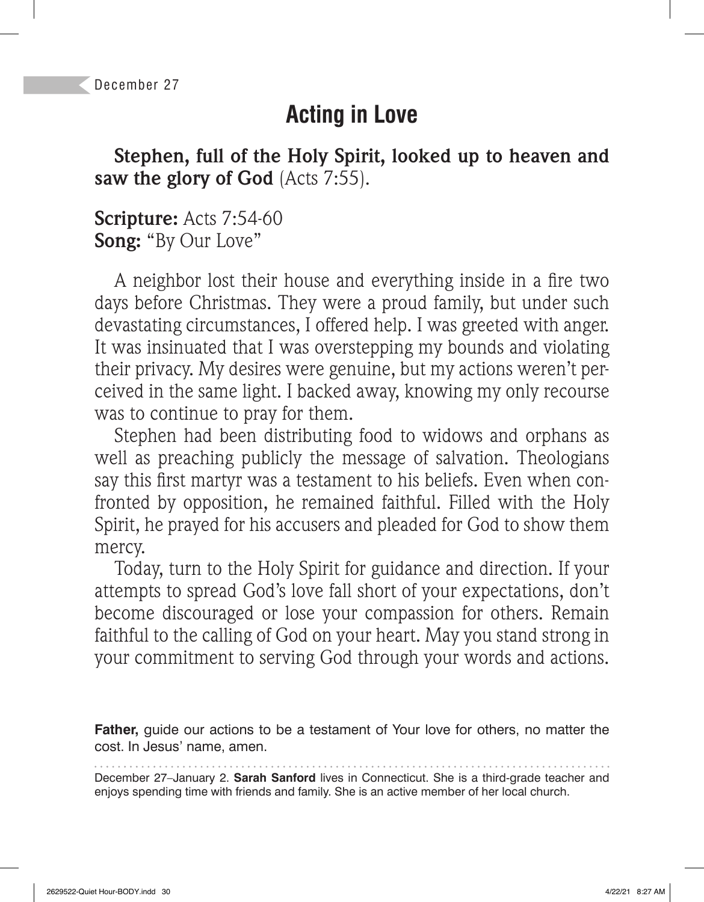December 27

# Acting in Love

**Stephen, full of the Holy Spirit, looked up to heaven and saw the glory of God** (Acts 7:55).

**Scripture:** Acts 7:54-60
**Song:** "By Our Love"

A neighbor lost their house and everything inside in a fire two days before Christmas. They were a proud family, but under such devastating circumstances, I offered help. I was greeted with anger. It was insinuated that I was overstepping my bounds and violating their privacy. My desires were genuine, but my actions weren't perceived in the same light. I backed away, knowing my only recourse was to continue to pray for them.

Stephen had been distributing food to widows and orphans as well as preaching publicly the message of salvation. Theologians say this first martyr was a testament to his beliefs. Even when confronted by opposition, he remained faithful. Filled with the Holy Spirit, he prayed for his accusers and pleaded for God to show them mercy.

Today, turn to the Holy Spirit for guidance and direction. If your attempts to spread God's love fall short of your expectations, don't become discouraged or lose your compassion for others. Remain faithful to the calling of God on your heart. May you stand strong in your commitment to serving God through your words and actions.

**Father,** guide our actions to be a testament of Your love for others, no matter the cost. In Jesus' name, amen.

December 27–January 2. **Sarah Sanford** lives in Connecticut. She is a third-grade teacher and enjoys spending time with friends and family. She is an active member of her local church.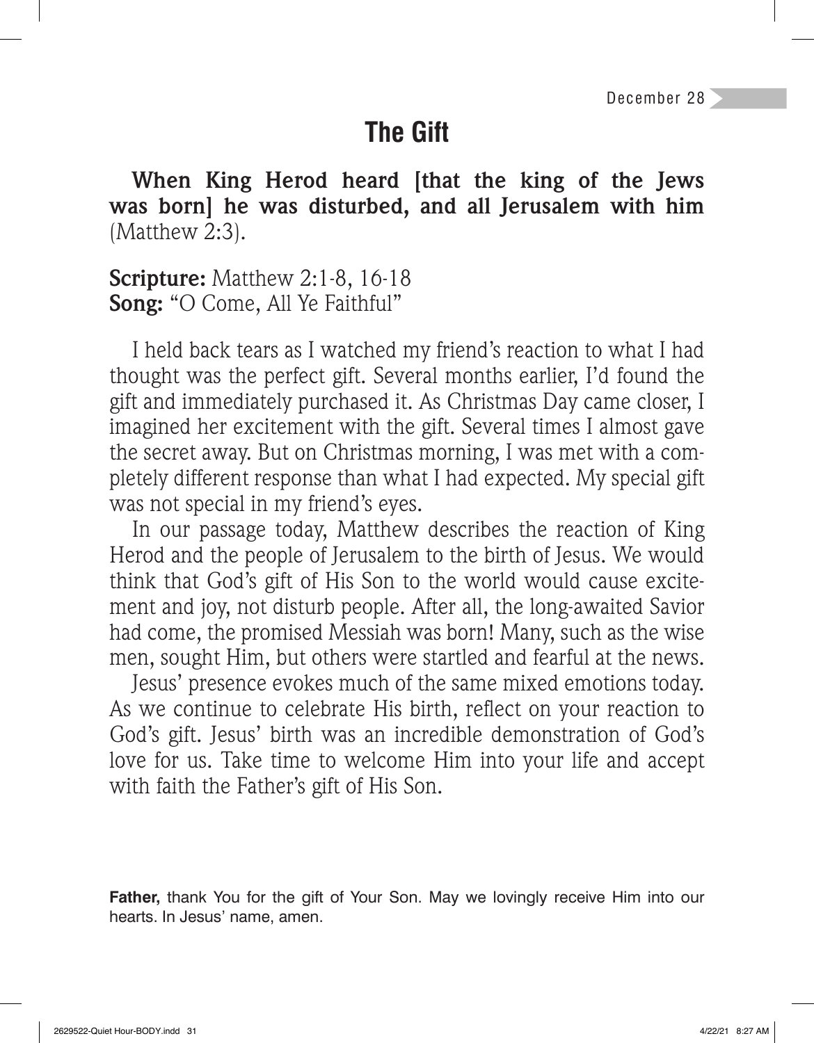December 28

# The Gift

**When King Herod heard [that the king of the Jews was born] he was disturbed, and all Jerusalem with him** (Matthew 2:3).

**Scripture:** Matthew 2:1-8, 16-18
**Song:** "O Come, All Ye Faithful"

I held back tears as I watched my friend's reaction to what I had thought was the perfect gift. Several months earlier, I'd found the gift and immediately purchased it. As Christmas Day came closer, I imagined her excitement with the gift. Several times I almost gave the secret away. But on Christmas morning, I was met with a completely different response than what I had expected. My special gift was not special in my friend's eyes.

In our passage today, Matthew describes the reaction of King Herod and the people of Jerusalem to the birth of Jesus. We would think that God's gift of His Son to the world would cause excitement and joy, not disturb people. After all, the long-awaited Savior had come, the promised Messiah was born! Many, such as the wise men, sought Him, but others were startled and fearful at the news.

Jesus' presence evokes much of the same mixed emotions today. As we continue to celebrate His birth, reflect on your reaction to God's gift. Jesus' birth was an incredible demonstration of God's love for us. Take time to welcome Him into your life and accept with faith the Father's gift of His Son.

**Father,** thank You for the gift of Your Son. May we lovingly receive Him into our hearts. In Jesus' name, amen.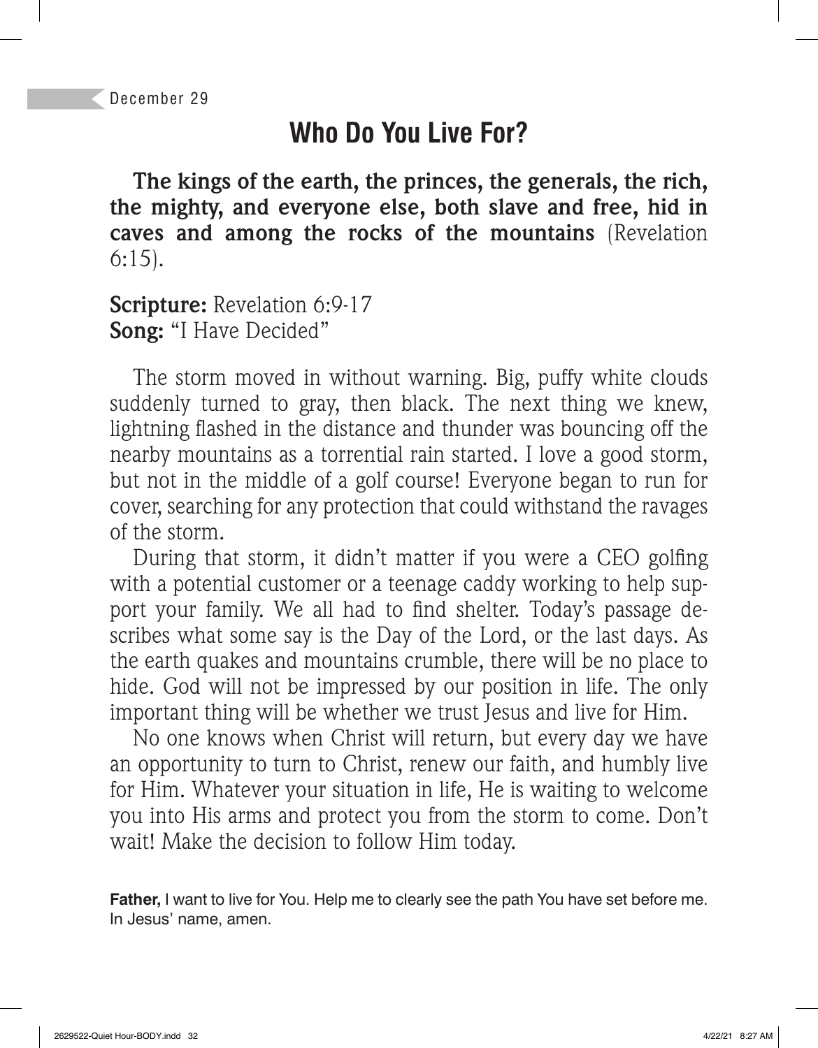December 29

# Who Do You Live For?

**The kings of the earth, the princes, the generals, the rich, the mighty, and everyone else, both slave and free, hid in caves and among the rocks of the mountains** (Revelation 6:15).

**Scripture:** Revelation 6:9-17
**Song:** "I Have Decided"

The storm moved in without warning. Big, puffy white clouds suddenly turned to gray, then black. The next thing we knew, lightning flashed in the distance and thunder was bouncing off the nearby mountains as a torrential rain started. I love a good storm, but not in the middle of a golf course! Everyone began to run for cover, searching for any protection that could withstand the ravages of the storm.

During that storm, it didn't matter if you were a CEO golfing with a potential customer or a teenage caddy working to help support your family. We all had to find shelter. Today's passage describes what some say is the Day of the Lord, or the last days. As the earth quakes and mountains crumble, there will be no place to hide. God will not be impressed by our position in life. The only important thing will be whether we trust Jesus and live for Him.

No one knows when Christ will return, but every day we have an opportunity to turn to Christ, renew our faith, and humbly live for Him. Whatever your situation in life, He is waiting to welcome you into His arms and protect you from the storm to come. Don't wait! Make the decision to follow Him today.

**Father,** I want to live for You. Help me to clearly see the path You have set before me. In Jesus' name, amen.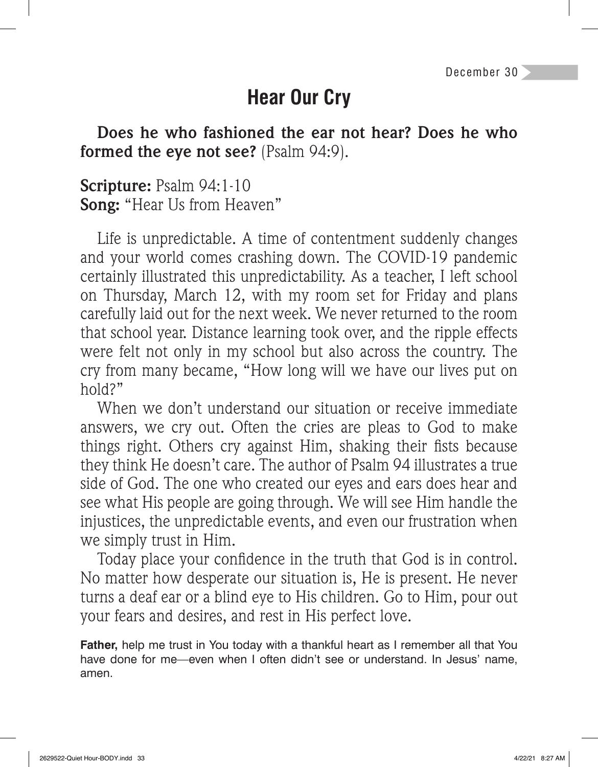December 30

# Hear Our Cry

**Does he who fashioned the ear not hear? Does he who formed the eye not see?** (Psalm 94:9).

**Scripture:** Psalm 94:1-10
**Song:** "Hear Us from Heaven"

Life is unpredictable. A time of contentment suddenly changes and your world comes crashing down. The COVID-19 pandemic certainly illustrated this unpredictability. As a teacher, I left school on Thursday, March 12, with my room set for Friday and plans carefully laid out for the next week. We never returned to the room that school year. Distance learning took over, and the ripple effects were felt not only in my school but also across the country. The cry from many became, "How long will we have our lives put on hold?"

When we don't understand our situation or receive immediate answers, we cry out. Often the cries are pleas to God to make things right. Others cry against Him, shaking their fists because they think He doesn't care. The author of Psalm 94 illustrates a true side of God. The one who created our eyes and ears does hear and see what His people are going through. We will see Him handle the injustices, the unpredictable events, and even our frustration when we simply trust in Him.

Today place your confidence in the truth that God is in control. No matter how desperate our situation is, He is present. He never turns a deaf ear or a blind eye to His children. Go to Him, pour out your fears and desires, and rest in His perfect love.

**Father,** help me trust in You today with a thankful heart as I remember all that You have done for me—even when I often didn't see or understand. In Jesus' name, amen.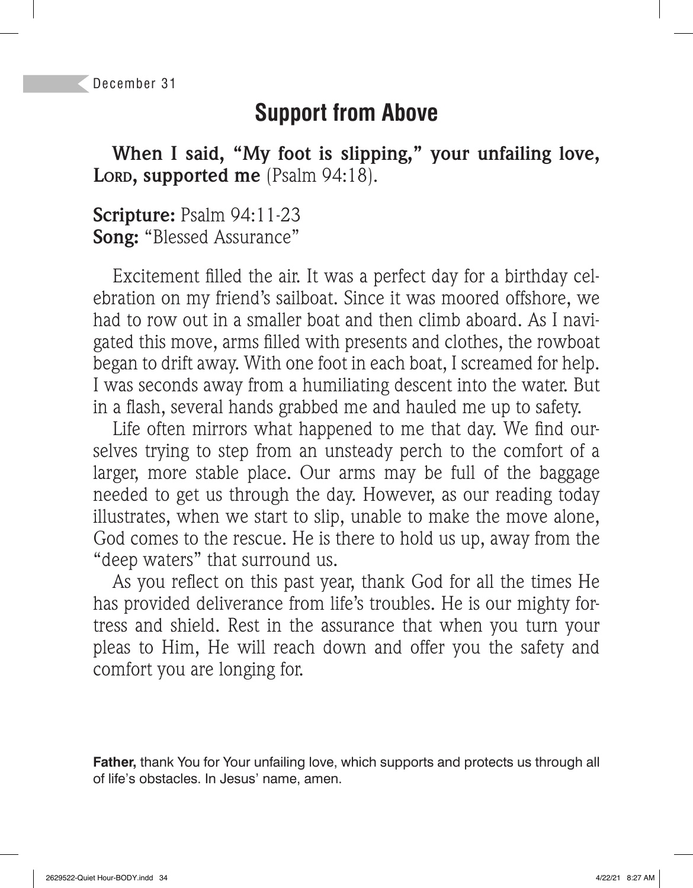December 31

# Support from Above

**When I said, "My foot is slipping," your unfailing love, LORD, supported me** (Psalm 94:18).

**Scripture:** Psalm 94:11-23
**Song:** "Blessed Assurance"

Excitement filled the air. It was a perfect day for a birthday celebration on my friend's sailboat. Since it was moored offshore, we had to row out in a smaller boat and then climb aboard. As I navigated this move, arms filled with presents and clothes, the rowboat began to drift away. With one foot in each boat, I screamed for help. I was seconds away from a humiliating descent into the water. But in a flash, several hands grabbed me and hauled me up to safety.

Life often mirrors what happened to me that day. We find ourselves trying to step from an unsteady perch to the comfort of a larger, more stable place. Our arms may be full of the baggage needed to get us through the day. However, as our reading today illustrates, when we start to slip, unable to make the move alone, God comes to the rescue. He is there to hold us up, away from the "deep waters" that surround us.

As you reflect on this past year, thank God for all the times He has provided deliverance from life's troubles. He is our mighty fortress and shield. Rest in the assurance that when you turn your pleas to Him, He will reach down and offer you the safety and comfort you are longing for.

**Father,** thank You for Your unfailing love, which supports and protects us through all of life's obstacles. In Jesus' name, amen.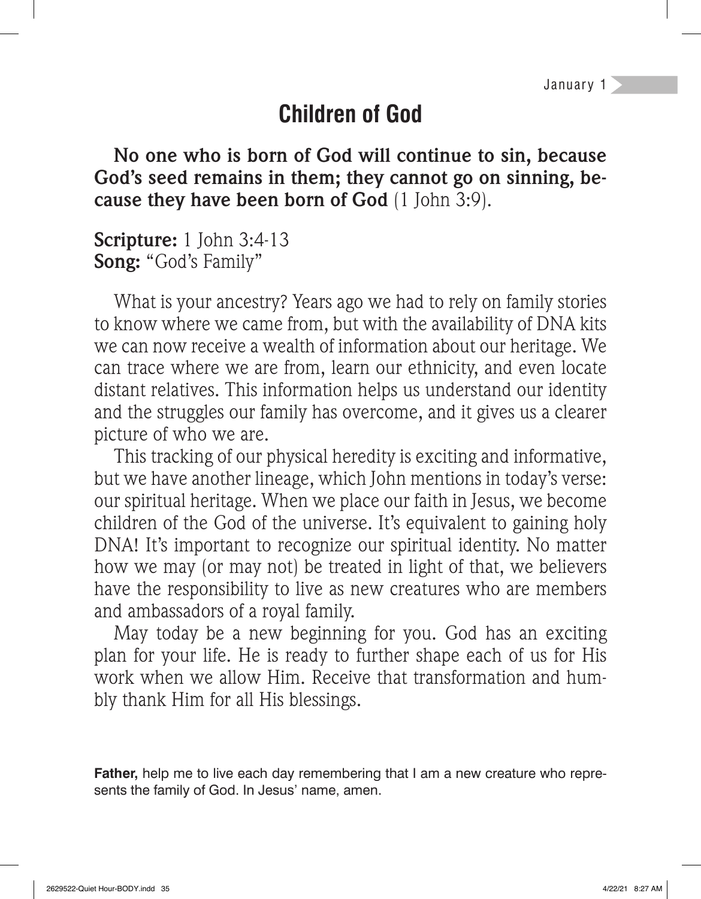January 1

# Children of God

**No one who is born of God will continue to sin, because God's seed remains in them; they cannot go on sinning, because they have been born of God** (1 John 3:9).

**Scripture:** 1 John 3:4-13
**Song:** "God's Family"

What is your ancestry? Years ago we had to rely on family stories to know where we came from, but with the availability of DNA kits we can now receive a wealth of information about our heritage. We can trace where we are from, learn our ethnicity, and even locate distant relatives. This information helps us understand our identity and the struggles our family has overcome, and it gives us a clearer picture of who we are.

This tracking of our physical heredity is exciting and informative, but we have another lineage, which John mentions in today's verse: our spiritual heritage. When we place our faith in Jesus, we become children of the God of the universe. It's equivalent to gaining holy DNA! It's important to recognize our spiritual identity. No matter how we may (or may not) be treated in light of that, we believers have the responsibility to live as new creatures who are members and ambassadors of a royal family.

May today be a new beginning for you. God has an exciting plan for your life. He is ready to further shape each of us for His work when we allow Him. Receive that transformation and humbly thank Him for all His blessings.

**Father,** help me to live each day remembering that I am a new creature who represents the family of God. In Jesus' name, amen.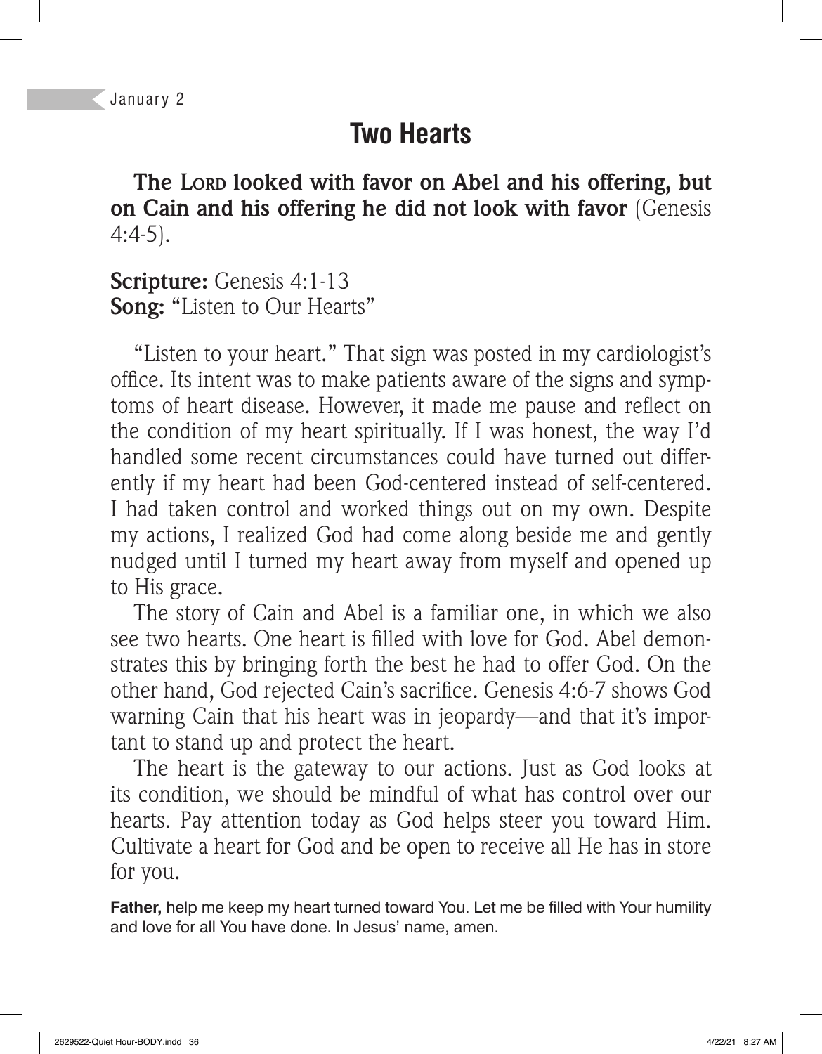January 2

# Two Hearts

**The Lord looked with favor on Abel and his offering, but on Cain and his offering he did not look with favor** (Genesis 4:4-5).

**Scripture:** Genesis 4:1-13
**Song:** "Listen to Our Hearts"

"Listen to your heart." That sign was posted in my cardiologist's office. Its intent was to make patients aware of the signs and symptoms of heart disease. However, it made me pause and reflect on the condition of my heart spiritually. If I was honest, the way I'd handled some recent circumstances could have turned out differently if my heart had been God-centered instead of self-centered. I had taken control and worked things out on my own. Despite my actions, I realized God had come along beside me and gently nudged until I turned my heart away from myself and opened up to His grace.

The story of Cain and Abel is a familiar one, in which we also see two hearts. One heart is filled with love for God. Abel demonstrates this by bringing forth the best he had to offer God. On the other hand, God rejected Cain's sacrifice. Genesis 4:6-7 shows God warning Cain that his heart was in jeopardy—and that it's important to stand up and protect the heart.

The heart is the gateway to our actions. Just as God looks at its condition, we should be mindful of what has control over our hearts. Pay attention today as God helps steer you toward Him. Cultivate a heart for God and be open to receive all He has in store for you.

**Father,** help me keep my heart turned toward You. Let me be filled with Your humility and love for all You have done. In Jesus' name, amen.